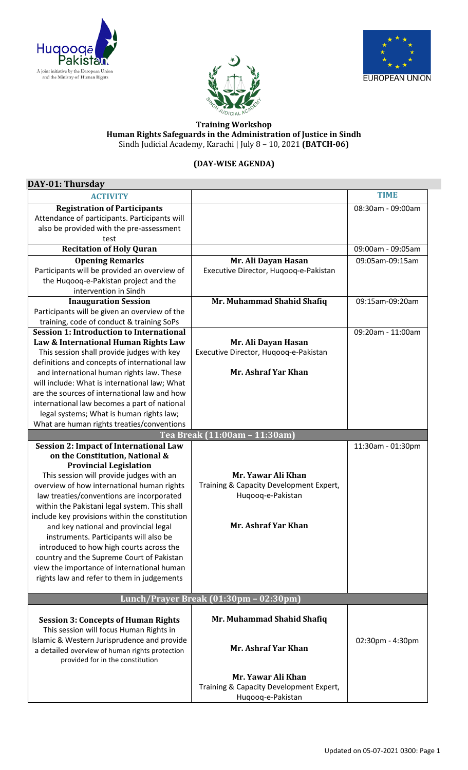**Training Workshop**
**Human Rights Safeguards in the Administration of Justice in Sindh**
Sindh Judicial Academy, Karachi | July 8 – 10, 2021 **(BATCH-06)**

**(DAY-WISE AGENDA)**

## DAY-01: Thursday

| ACTIVITY | | TIME |
|---|---|---|
| **Registration of Participants** Attendance of participants. Participants will also be provided with the pre-assessment test | | 08:30am - 09:00am |
| **Recitation of Holy Quran** | | 09:00am - 09:05am |
| **Opening Remarks** Participants will be provided an overview of the Huqooq-e-Pakistan project and the intervention in Sindh | **Mr. Ali Dayan Hasan** Executive Director, Huqooq-e-Pakistan | 09:05am-09:15am |
| **Inauguration Session** Participants will be given an overview of the training, code of conduct & training SoPs | **Mr. Muhammad Shahid Shafiq** | 09:15am-09:20am |
| **Session 1: Introduction to International Law & International Human Rights Law** This session shall provide judges with key definitions and concepts of international law and international human rights law. These will include: What is international law; What are the sources of international law and how international law becomes a part of national legal systems; What is human rights law; What are human rights treaties/conventions | **Mr. Ali Dayan Hasan** Executive Director, Huqooq-e-Pakistan<br><br>**Mr. Ashraf Yar Khan** | 09:20am - 11:00am |
| **Tea Break (11:00am – 11:30am)** | | |
| **Session 2: Impact of International Law on the Constitution, National & Provincial Legislation** This session will provide judges with an overview of how international human rights law treaties/conventions are incorporated within the Pakistani legal system. This shall include key provisions within the constitution and key national and provincial legal instruments. Participants will also be introduced to how high courts across the country and the Supreme Court of Pakistan view the importance of international human rights law and refer to them in judgements | **Mr. Yawar Ali Khan** Training & Capacity Development Expert, Huqooq-e-Pakistan<br><br>**Mr. Ashraf Yar Khan** | 11:30am - 01:30pm |
| **Lunch/Prayer Break (01:30pm – 02:30pm)** | | |
| **Session 3: Concepts of Human Rights** This session will focus Human Rights in Islamic & Western Jurisprudence and provide a detailed overview of human rights protection provided for in the constitution | **Mr. Muhammad Shahid Shafiq**<br><br>**Mr. Ashraf Yar Khan**<br><br>**Mr. Yawar Ali Khan** Training & Capacity Development Expert, Huqooq-e-Pakistan | 02:30pm - 4:30pm |

Updated on 05-07-2021 0300: Page 1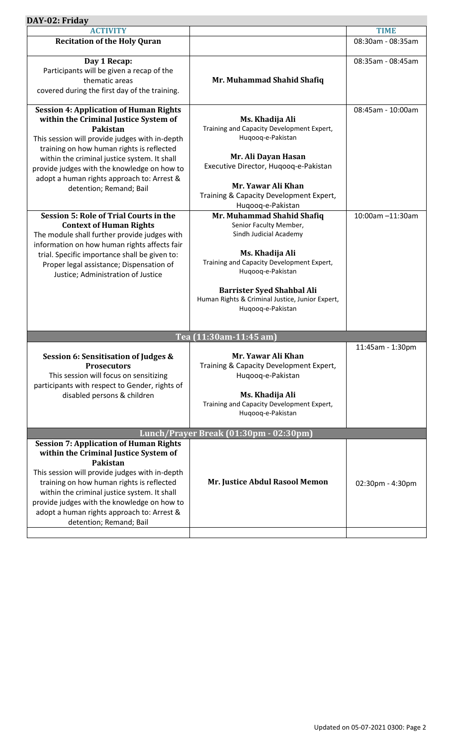## DAY-02: Friday

| ACTIVITY | | TIME |
|---|---|---|
| **Recitation of the Holy Quran** | | 08:30am - 08:35am |
| **Day 1 Recap:** Participants will be given a recap of the thematic areas covered during the first day of the training. | **Mr. Muhammad Shahid Shafiq** | 08:35am - 08:45am |
| **Session 4: Application of Human Rights within the Criminal Justice System of Pakistan** This session will provide judges with in-depth training on how human rights is reflected within the criminal justice system. It shall provide judges with the knowledge on how to adopt a human rights approach to: Arrest & detention; Remand; Bail | **Ms. Khadija Ali** Training and Capacity Development Expert, Huqooq-e-Pakistan<br>**Mr. Ali Dayan Hasan** Executive Director, Huqooq-e-Pakistan<br>**Mr. Yawar Ali Khan** Training & Capacity Development Expert, Huqooq-e-Pakistan | 08:45am - 10:00am |
| **Session 5: Role of Trial Courts in the Context of Human Rights** The module shall further provide judges with information on how human rights affects fair trial. Specific importance shall be given to: Proper legal assistance; Dispensation of Justice; Administration of Justice | **Mr. Muhammad Shahid Shafiq** Senior Faculty Member, Sindh Judicial Academy<br>**Ms. Khadija Ali** Training and Capacity Development Expert, Huqooq-e-Pakistan<br>**Barrister Syed Shahbal Ali** Human Rights & Criminal Justice, Junior Expert, Huqooq-e-Pakistan | 10:00am –11:30am |
| | **Tea (11:30am-11:45 am)** | |
| **Session 6: Sensitisation of Judges & Prosecutors** This session will focus on sensitizing participants with respect to Gender, rights of disabled persons & children | **Mr. Yawar Ali Khan** Training & Capacity Development Expert, Huqooq-e-Pakistan<br>**Ms. Khadija Ali** Training and Capacity Development Expert, Huqooq-e-Pakistan | 11:45am - 1:30pm |
| | **Lunch/Prayer Break (01:30pm - 02:30pm)** | |
| **Session 7: Application of Human Rights within the Criminal Justice System of Pakistan** This session will provide judges with in-depth training on how human rights is reflected within the criminal justice system. It shall provide judges with the knowledge on how to adopt a human rights approach to: Arrest & detention; Remand; Bail | **Mr. Justice Abdul Rasool Memon** | 02:30pm - 4:30pm |

Updated on 05-07-2021 0300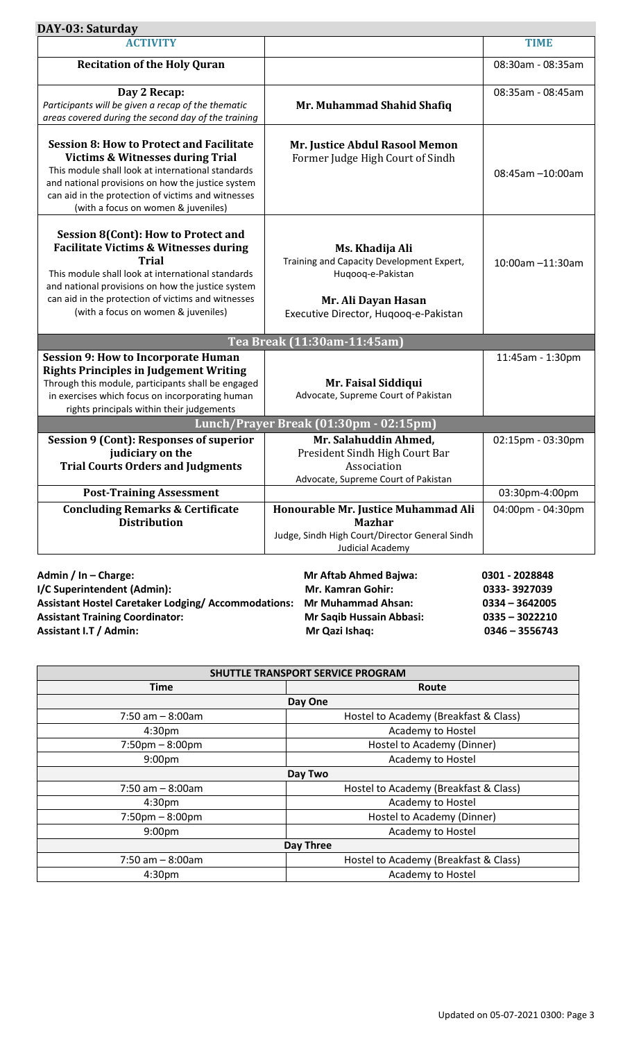## DAY-03: Saturday

| ACTIVITY | | TIME |
|---|---|---|
| **Recitation of the Holy Quran** | | 08:30am - 08:35am |
| **Day 2 Recap:** *Participants will be given a recap of the thematic areas covered during the second day of the training* | **Mr. Muhammad Shahid Shafiq** | 08:35am - 08:45am |
| **Session 8: How to Protect and Facilitate Victims & Witnesses during Trial** This module shall look at international standards and national provisions on how the justice system can aid in the protection of victims and witnesses (with a focus on women & juveniles) | **Mr. Justice Abdul Rasool Memon** Former Judge High Court of Sindh | 08:45am –10:00am |
| **Session 8(Cont): How to Protect and Facilitate Victims & Witnesses during Trial** This module shall look at international standards and national provisions on how the justice system can aid in the protection of victims and witnesses (with a focus on women & juveniles) | **Ms. Khadija Ali** Training and Capacity Development Expert, Huqooq-e-Pakistan **Mr. Ali Dayan Hasan** Executive Director, Huqooq-e-Pakistan | 10:00am –11:30am |
| | **Tea Break (11:30am-11:45am)** | |
| **Session 9: How to Incorporate Human Rights Principles in Judgement Writing** Through this module, participants shall be engaged in exercises which focus on incorporating human rights principals within their judgements | **Mr. Faisal Siddiqui** Advocate, Supreme Court of Pakistan | 11:45am - 1:30pm |
| | **Lunch/Prayer Break (01:30pm - 02:15pm)** | |
| **Session 9 (Cont): Responses of superior judiciary on the Trial Courts Orders and Judgments** | **Mr. Salahuddin Ahmed,** President Sindh High Court Bar Association Advocate, Supreme Court of Pakistan | 02:15pm - 03:30pm |
| **Post-Training Assessment** | | 03:30pm-4:00pm |
| **Concluding Remarks & Certificate Distribution** | **Honourable Mr. Justice Muhammad Ali Mazhar** Judge, Sindh High Court/Director General Sindh Judicial Academy | 04:00pm - 04:30pm |

| | | |
|---|---|---|
| **Admin / In – Charge:** | **Mr Aftab Ahmed Bajwa:** | **0301 - 2028848** |
| **I/C Superintendent (Admin):** | **Mr. Kamran Gohir:** | **0333- 3927039** |
| **Assistant Hostel Caretaker Lodging/ Accommodations:** | **Mr Muhammad Ahsan:** | **0334 – 3642005** |
| **Assistant Training Coordinator:** | **Mr Saqib Hussain Abbasi:** | **0335 – 3022210** |
| **Assistant I.T / Admin:** | **Mr Qazi Ishaq:** | **0346 – 3556743** |

| SHUTTLE TRANSPORT SERVICE PROGRAM | |
|---|---|
| **Time** | **Route** |
| **Day One** | |
| 7:50 am – 8:00am | Hostel to Academy (Breakfast & Class) |
| 4:30pm | Academy to Hostel |
| 7:50pm – 8:00pm | Hostel to Academy (Dinner) |
| 9:00pm | Academy to Hostel |
| **Day Two** | |
| 7:50 am – 8:00am | Hostel to Academy (Breakfast & Class) |
| 4:30pm | Academy to Hostel |
| 7:50pm – 8:00pm | Hostel to Academy (Dinner) |
| 9:00pm | Academy to Hostel |
| **Day Three** | |
| 7:50 am – 8:00am | Hostel to Academy (Breakfast & Class) |
| 4:30pm | Academy to Hostel |

Updated on 05-07-2021 0300